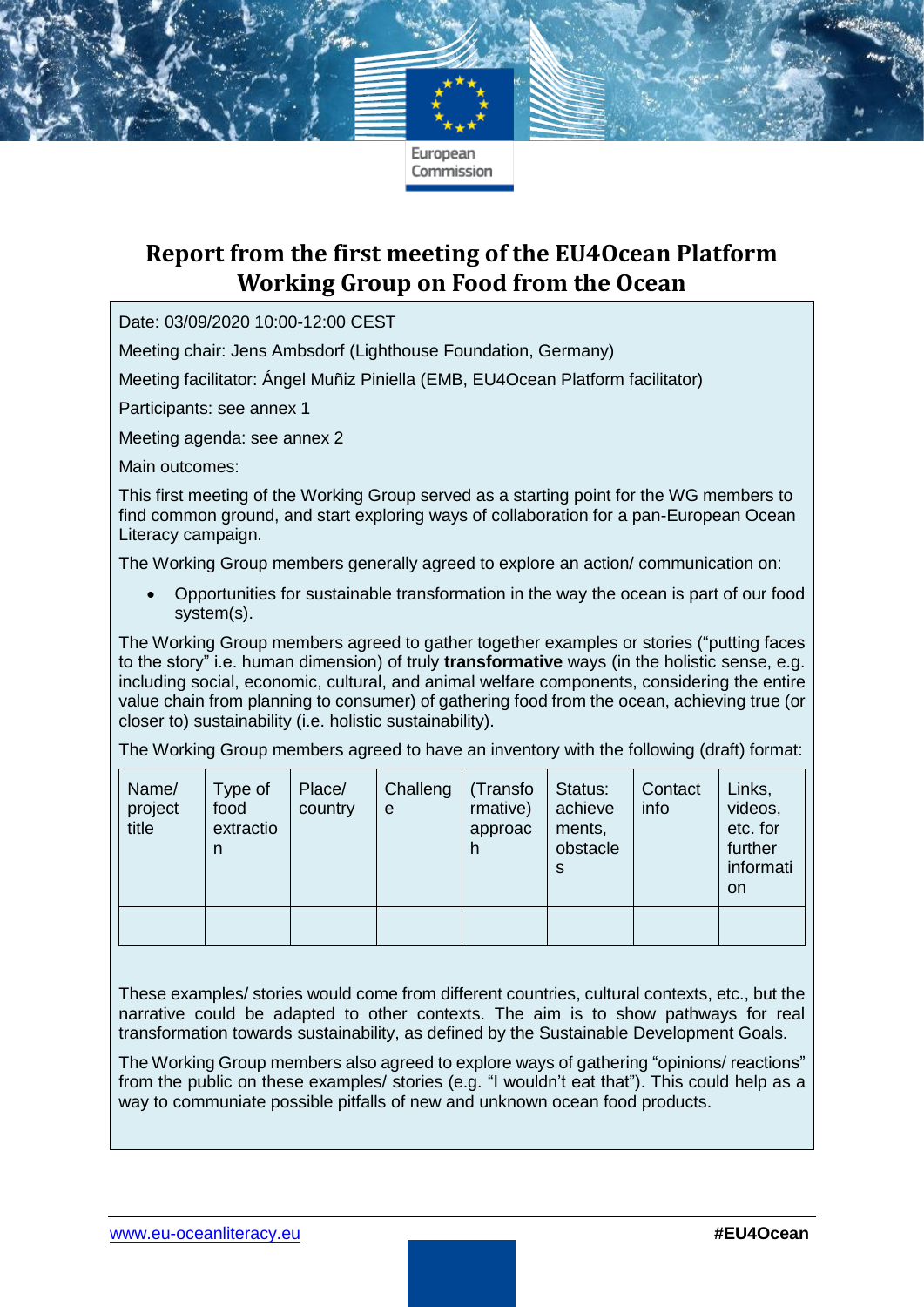# Report from the first meeting of the EU4Ocean Platform Working Group on Food from the Ocean

Date: 03/09/2020 10:00-12:00 CEST

Meeting chair: Jens Ambsdorf (Lighthouse Foundation, Germany)

Meeting facilitator: Ángel Muñiz Piniella (EMB, EU4Ocean Platform facilitator)

Participants: see annex 1

Meeting agenda: see annex 2

Main outcomes:

This first meeting of the Working Group served as a starting point for the WG members to find common ground, and start exploring ways of collaboration for a pan-European Ocean Literacy campaign.

The Working Group members generally agreed to explore an action/ communication on:

- Opportunities for sustainable transformation in the way the ocean is part of our food system(s).

The Working Group members agreed to gather together examples or stories ("putting faces to the story" i.e. human dimension) of truly **transformative** ways (in the holistic sense, e.g. including social, economic, cultural, and animal welfare components, considering the entire value chain from planning to consumer) of gathering food from the ocean, achieving true (or closer to) sustainability (i.e. holistic sustainability).

The Working Group members agreed to have an inventory with the following (draft) format:

| Name/ project title | Type of food extraction | Place/ country | Challenge | (Transformative) approach | Status: achievements, obstacles | Contact info | Links, videos, etc. for further information |
|---|---|---|---|---|---|---|---|
| | | | | | | | |

These examples/ stories would come from different countries, cultural contexts, etc., but the narrative could be adapted to other contexts. The aim is to show pathways for real transformation towards sustainability, as defined by the Sustainable Development Goals.

The Working Group members also agreed to explore ways of gathering "opinions/ reactions" from the public on these examples/ stories (e.g. "I wouldn't eat that"). This could help as a way to communiate possible pitfalls of new and unknown ocean food products.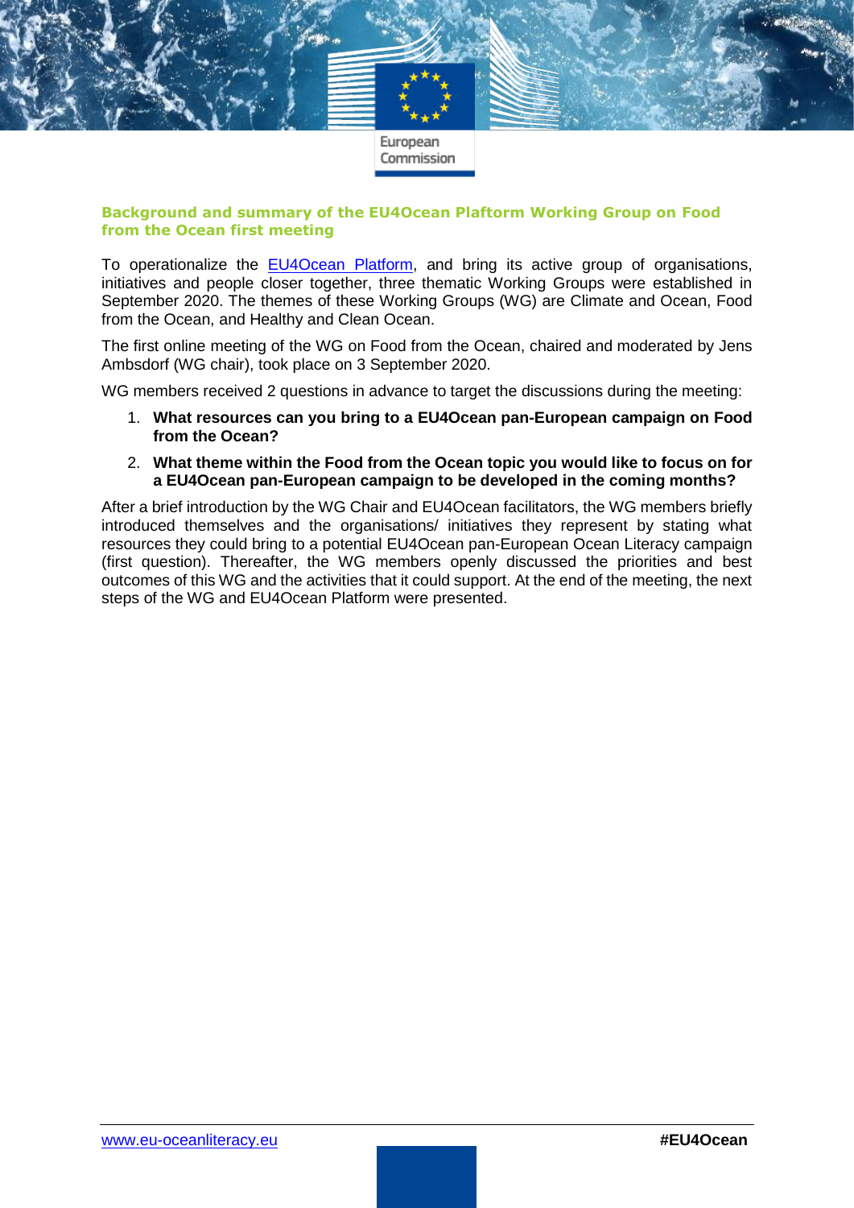## Background and summary of the EU4Ocean Plaftorm Working Group on Food from the Ocean first meeting

To operationalize the [EU4Ocean Platform](), and bring its active group of organisations, initiatives and people closer together, three thematic Working Groups were established in September 2020. The themes of these Working Groups (WG) are Climate and Ocean, Food from the Ocean, and Healthy and Clean Ocean.

The first online meeting of the WG on Food from the Ocean, chaired and moderated by Jens Ambsdorf (WG chair), took place on 3 September 2020.

WG members received 2 questions in advance to target the discussions during the meeting:

1. **What resources can you bring to a EU4Ocean pan-European campaign on Food from the Ocean?**
2. **What theme within the Food from the Ocean topic you would like to focus on for a EU4Ocean pan-European campaign to be developed in the coming months?**

After a brief introduction by the WG Chair and EU4Ocean facilitators, the WG members briefly introduced themselves and the organisations/ initiatives they represent by stating what resources they could bring to a potential EU4Ocean pan-European Ocean Literacy campaign (first question). Thereafter, the WG members openly discussed the priorities and best outcomes of this WG and the activities that it could support. At the end of the meeting, the next steps of the WG and EU4Ocean Platform were presented.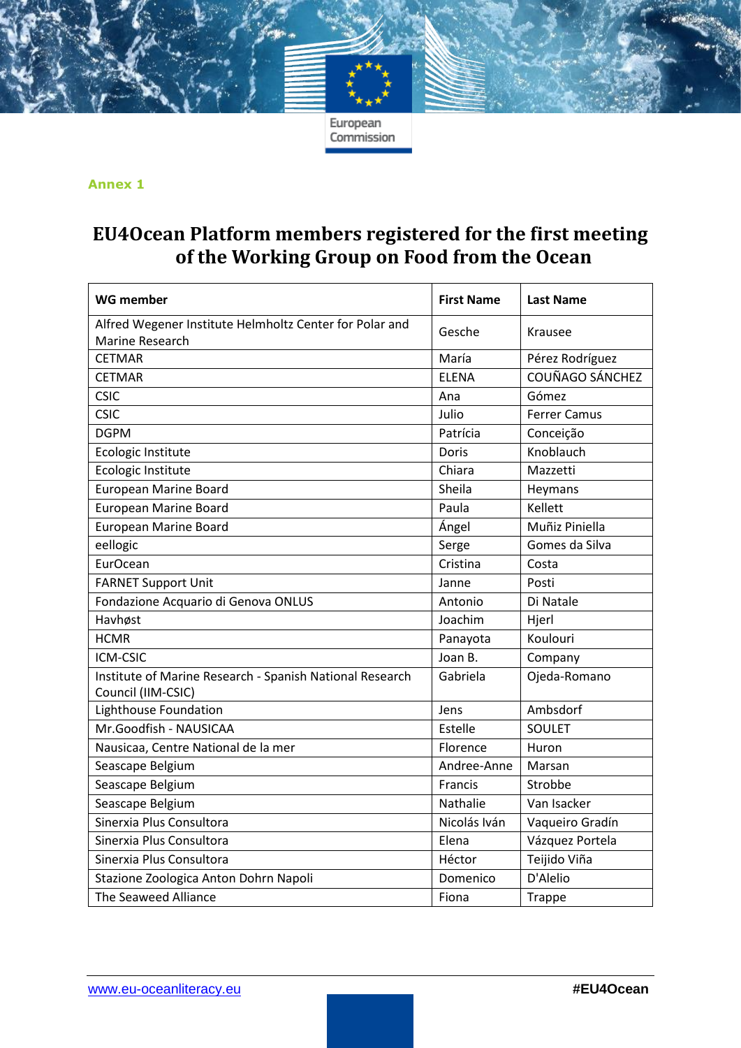**Annex 1**

# EU4Ocean Platform members registered for the first meeting of the Working Group on Food from the Ocean

| WG member | First Name | Last Name |
|---|---|---|
| Alfred Wegener Institute Helmholtz Center for Polar and Marine Research | Gesche | Krausee |
| CETMAR | María | Pérez Rodríguez |
| CETMAR | ELENA | COUÑAGO SÁNCHEZ |
| CSIC | Ana | Gómez |
| CSIC | Julio | Ferrer Camus |
| DGPM | Patrícia | Conceição |
| Ecologic Institute | Doris | Knoblauch |
| Ecologic Institute | Chiara | Mazzetti |
| European Marine Board | Sheila | Heymans |
| European Marine Board | Paula | Kellett |
| European Marine Board | Ángel | Muñiz Piniella |
| eellogic | Serge | Gomes da Silva |
| EurOcean | Cristina | Costa |
| FARNET Support Unit | Janne | Posti |
| Fondazione Acquario di Genova ONLUS | Antonio | Di Natale |
| Havhøst | Joachim | Hjerl |
| HCMR | Panayota | Koulouri |
| ICM-CSIC | Joan B. | Company |
| Institute of Marine Research - Spanish National Research Council (IIM-CSIC) | Gabriela | Ojeda-Romano |
| Lighthouse Foundation | Jens | Ambsdorf |
| Mr.Goodfish - NAUSICAA | Estelle | SOULET |
| Nausicaa, Centre National de la mer | Florence | Huron |
| Seascape Belgium | Andree-Anne | Marsan |
| Seascape Belgium | Francis | Strobbe |
| Seascape Belgium | Nathalie | Van Isacker |
| Sinerxia Plus Consultora | Nicolás Iván | Vaqueiro Gradín |
| Sinerxia Plus Consultora | Elena | Vázquez Portela |
| Sinerxia Plus Consultora | Héctor | Teijido Viña |
| Stazione Zoologica Anton Dohrn Napoli | Domenico | D'Alelio |
| The Seaweed Alliance | Fiona | Trappe |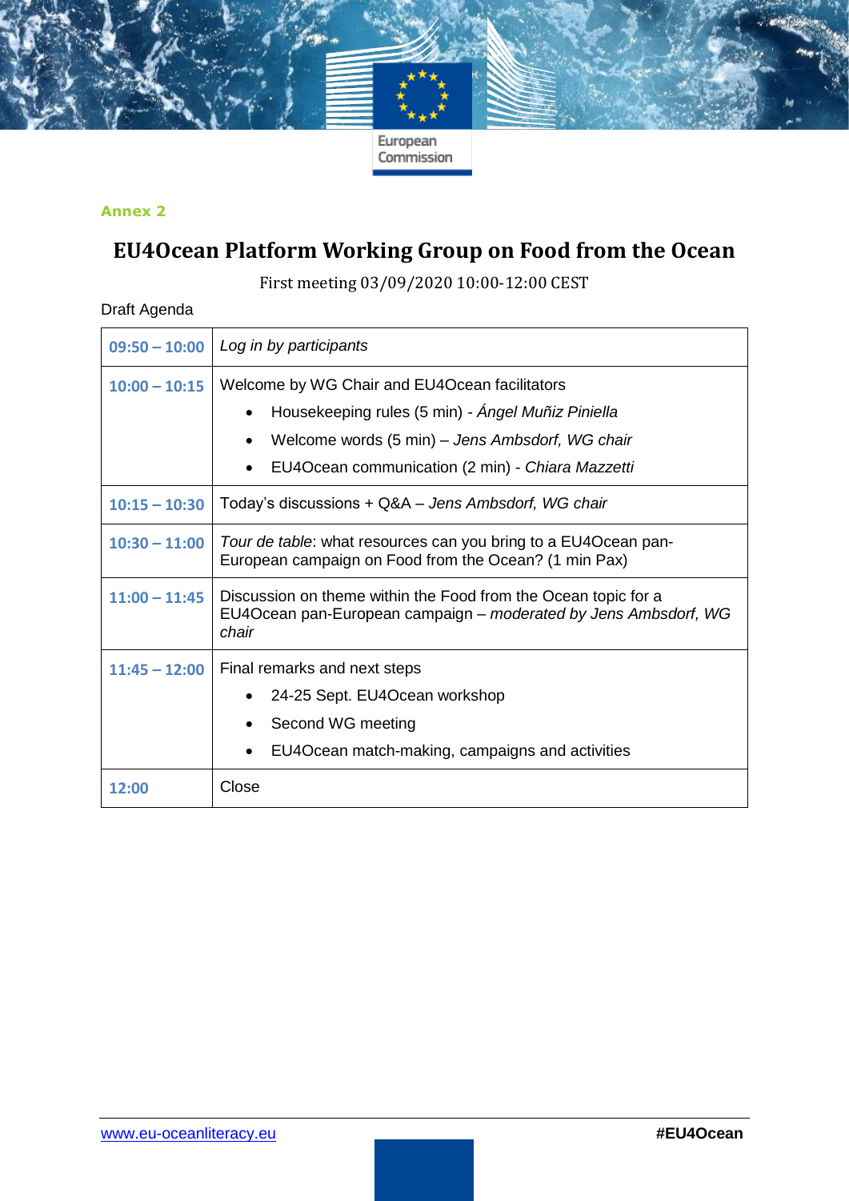**Annex 2**

# EU4Ocean Platform Working Group on Food from the Ocean

First meeting 03/09/2020 10:00-12:00 CEST

Draft Agenda

| | |
|---|---|
| **09:50 – 10:00** | *Log in by participants* |
| **10:00 – 10:15** | Welcome by WG Chair and EU4Ocean facilitators<br>• Housekeeping rules (5 min) - *Ángel Muñiz Piniella*<br>• Welcome words (5 min) – *Jens Ambsdorf, WG chair*<br>• EU4Ocean communication (2 min) - *Chiara Mazzetti* |
| **10:15 – 10:30** | Today's discussions + Q&A – *Jens Ambsdorf, WG chair* |
| **10:30 – 11:00** | *Tour de table*: what resources can you bring to a EU4Ocean pan-European campaign on Food from the Ocean? (1 min Pax) |
| **11:00 – 11:45** | Discussion on theme within the Food from the Ocean topic for a EU4Ocean pan-European campaign – *moderated by Jens Ambsdorf, WG chair* |
| **11:45 – 12:00** | Final remarks and next steps<br>• 24-25 Sept. EU4Ocean workshop<br>• Second WG meeting<br>• EU4Ocean match-making, campaigns and activities |
| **12:00** | Close |